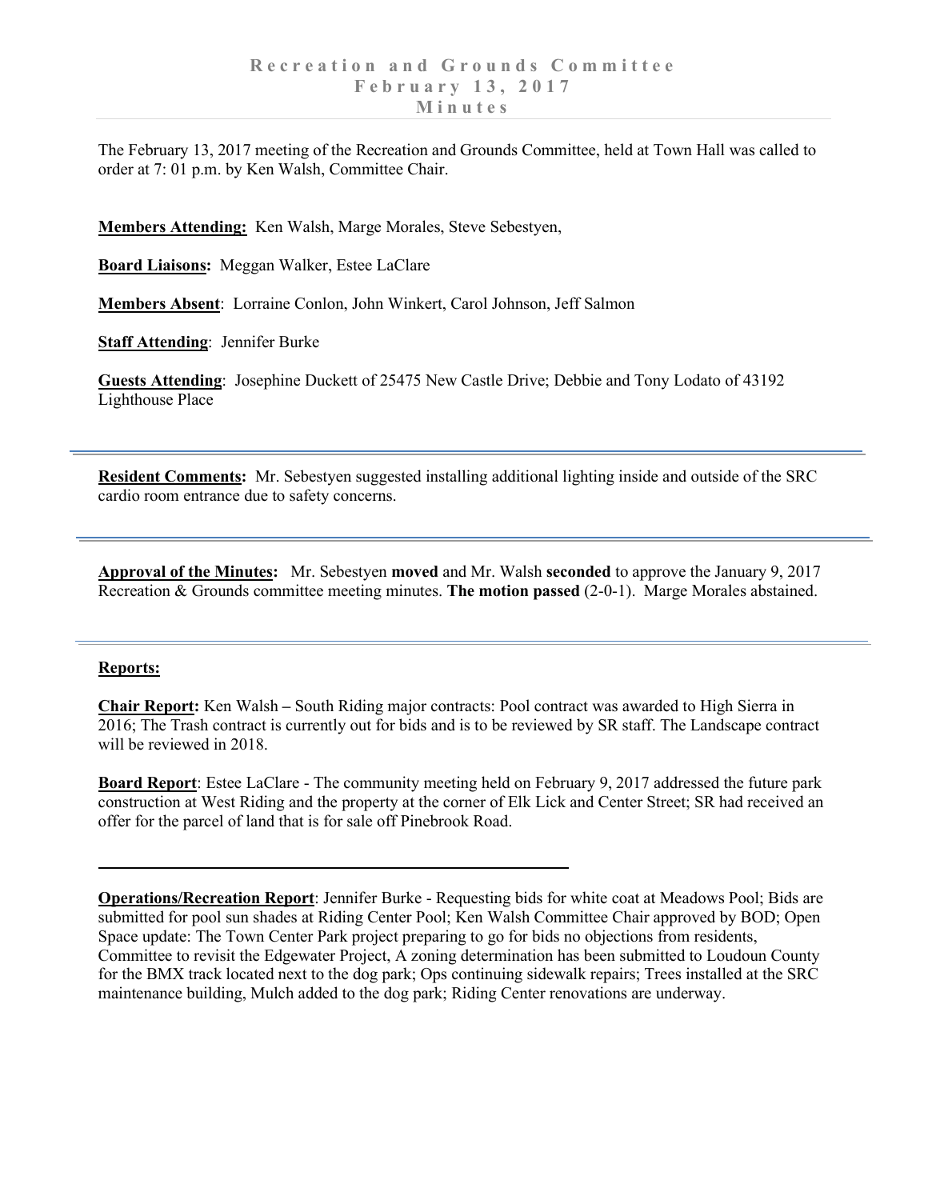# Recreation and Grounds Committee
## February 13, 2017
## Minutes

The February 13, 2017 meeting of the Recreation and Grounds Committee, held at Town Hall was called to order at 7: 01 p.m. by Ken Walsh, Committee Chair.

**Members Attending:** Ken Walsh, Marge Morales, Steve Sebestyen,

**Board Liaisons:** Meggan Walker, Estee LaClare

**Members Absent**: Lorraine Conlon, John Winkert, Carol Johnson, Jeff Salmon

**Staff Attending**: Jennifer Burke

**Guests Attending**: Josephine Duckett of 25475 New Castle Drive; Debbie and Tony Lodato of 43192 Lighthouse Place

---

**Resident Comments:** Mr. Sebestyen suggested installing additional lighting inside and outside of the SRC cardio room entrance due to safety concerns.

---

**Approval of the Minutes:** Mr. Sebestyen **moved** and Mr. Walsh **seconded** to approve the January 9, 2017 Recreation & Grounds committee meeting minutes. **The motion passed** (2-0-1). Marge Morales abstained.

---

**Reports:**

**Chair Report:** Ken Walsh – South Riding major contracts: Pool contract was awarded to High Sierra in 2016; The Trash contract is currently out for bids and is to be reviewed by SR staff. The Landscape contract will be reviewed in 2018.

**Board Report**: Estee LaClare - The community meeting held on February 9, 2017 addressed the future park construction at West Riding and the property at the corner of Elk Lick and Center Street; SR had received an offer for the parcel of land that is for sale off Pinebrook Road.

---

**Operations/Recreation Report**: Jennifer Burke - Requesting bids for white coat at Meadows Pool; Bids are submitted for pool sun shades at Riding Center Pool; Ken Walsh Committee Chair approved by BOD; Open Space update: The Town Center Park project preparing to go for bids no objections from residents, Committee to revisit the Edgewater Project, A zoning determination has been submitted to Loudoun County for the BMX track located next to the dog park; Ops continuing sidewalk repairs; Trees installed at the SRC maintenance building, Mulch added to the dog park; Riding Center renovations are underway.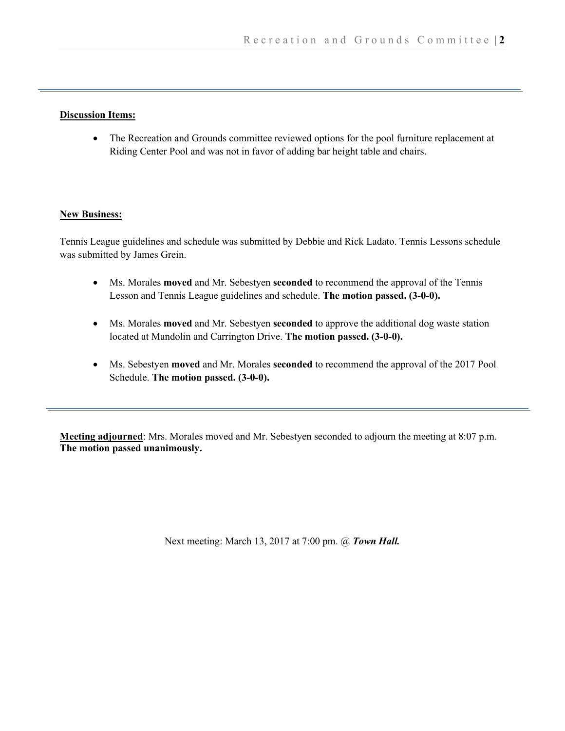**Discussion Items:**

- The Recreation and Grounds committee reviewed options for the pool furniture replacement at Riding Center Pool and was not in favor of adding bar height table and chairs.

**New Business:**

Tennis League guidelines and schedule was submitted by Debbie and Rick Ladato. Tennis Lessons schedule was submitted by James Grein.

- Ms. Morales **moved** and Mr. Sebestyen **seconded** to recommend the approval of the Tennis Lesson and Tennis League guidelines and schedule. **The motion passed. (3-0-0).**
- Ms. Morales **moved** and Mr. Sebestyen **seconded** to approve the additional dog waste station located at Mandolin and Carrington Drive. **The motion passed. (3-0-0).**
- Ms. Sebestyen **moved** and Mr. Morales **seconded** to recommend the approval of the 2017 Pool Schedule. **The motion passed. (3-0-0).**

---

**Meeting adjourned**: Mrs. Morales moved and Mr. Sebestyen seconded to adjourn the meeting at 8:07 p.m. **The motion passed unanimously.**

Next meeting: March 13, 2017 at 7:00 pm. @ ***Town Hall.***